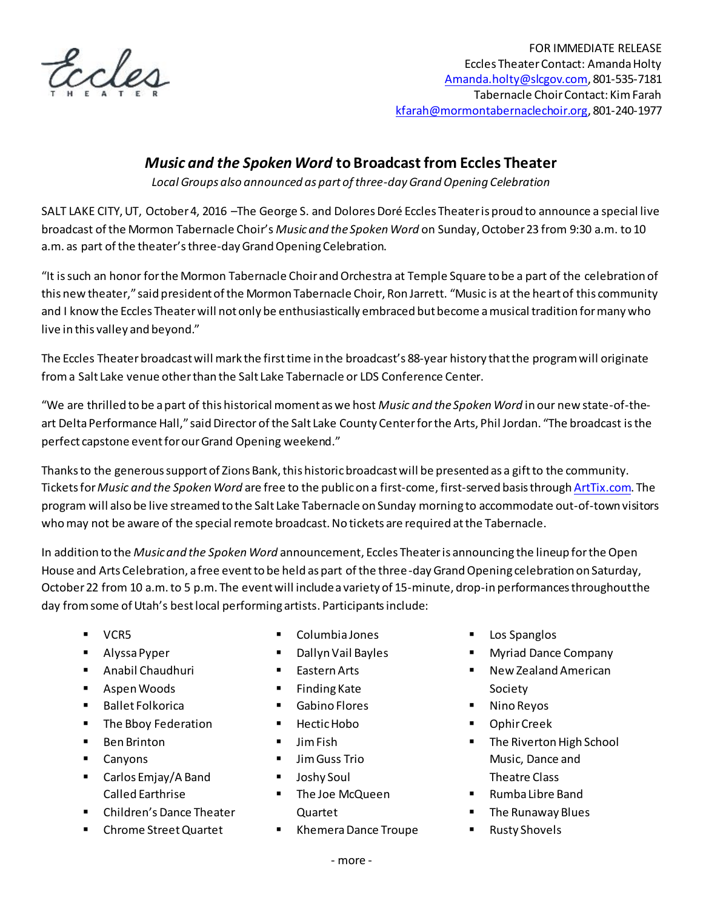Eccles
THEATER

FOR IMMEDIATE RELEASE
Eccles Theater Contact: Amanda Holty
Amanda.holty@slcgov.com, 801-535-7181
Tabernacle Choir Contact: Kim Farah
kfarah@mormontabernaclechoir.org, 801-240-1977

# *Music and the Spoken Word* to Broadcast from Eccles Theater

*Local Groups also announced as part of three-day Grand Opening Celebration*

SALT LAKE CITY, UT, October 4, 2016 –The George S. and Dolores Doré Eccles Theater is proud to announce a special live broadcast of the Mormon Tabernacle Choir's *Music and the Spoken Word* on Sunday, October 23 from 9:30 a.m. to 10 a.m. as part of the theater's three-day Grand Opening Celebration.

"It is such an honor for the Mormon Tabernacle Choir and Orchestra at Temple Square to be a part of the celebration of this new theater," said president of the Mormon Tabernacle Choir, Ron Jarrett. "Music is at the heart of this community and I know the Eccles Theater will not only be enthusiastically embraced but become a musical tradition for many who live in this valley and beyond."

The Eccles Theater broadcast will mark the first time in the broadcast's 88-year history that the program will originate from a Salt Lake venue other than the Salt Lake Tabernacle or LDS Conference Center.

"We are thrilled to be a part of this historical moment as we host *Music and the Spoken Word* in our new state-of-the-art Delta Performance Hall," said Director of the Salt Lake County Center for the Arts, Phil Jordan. "The broadcast is the perfect capstone event for our Grand Opening weekend."

Thanks to the generous support of Zions Bank, this historic broadcast will be presented as a gift to the community. Tickets for *Music and the Spoken Word* are free to the public on a first-come, first-served basis through ArtTix.com. The program will also be live streamed to the Salt Lake Tabernacle on Sunday morning to accommodate out-of-town visitors who may not be aware of the special remote broadcast. No tickets are required at the Tabernacle.

In addition to the *Music and the Spoken Word* announcement, Eccles Theater is announcing the lineup for the Open House and Arts Celebration, a free event to be held as part of the three-day Grand Opening celebration on Saturday, October 22 from 10 a.m. to 5 p.m. The event will include a variety of 15-minute, drop-in performances throughout the day from some of Utah's best local performing artists. Participants include:

- VCR5
- Alyssa Pyper
- Anabil Chaudhuri
- Aspen Woods
- Ballet Folkorica
- The Bboy Federation
- Ben Brinton
- Canyons
- Carlos Emjay/A Band Called Earthrise
- Children's Dance Theater
- Chrome Street Quartet
- Columbia Jones
- Dallyn Vail Bayles
- Eastern Arts
- Finding Kate
- Gabino Flores
- Hectic Hobo
- Jim Fish
- Jim Guss Trio
- Joshy Soul
- The Joe McQueen Quartet
- Khemera Dance Troupe
- Los Spanglos
- Myriad Dance Company
- New Zealand American Society
- Nino Reyos
- Ophir Creek
- The Riverton High School Music, Dance and Theatre Class
- Rumba Libre Band
- The Runaway Blues
- Rusty Shovels

- more -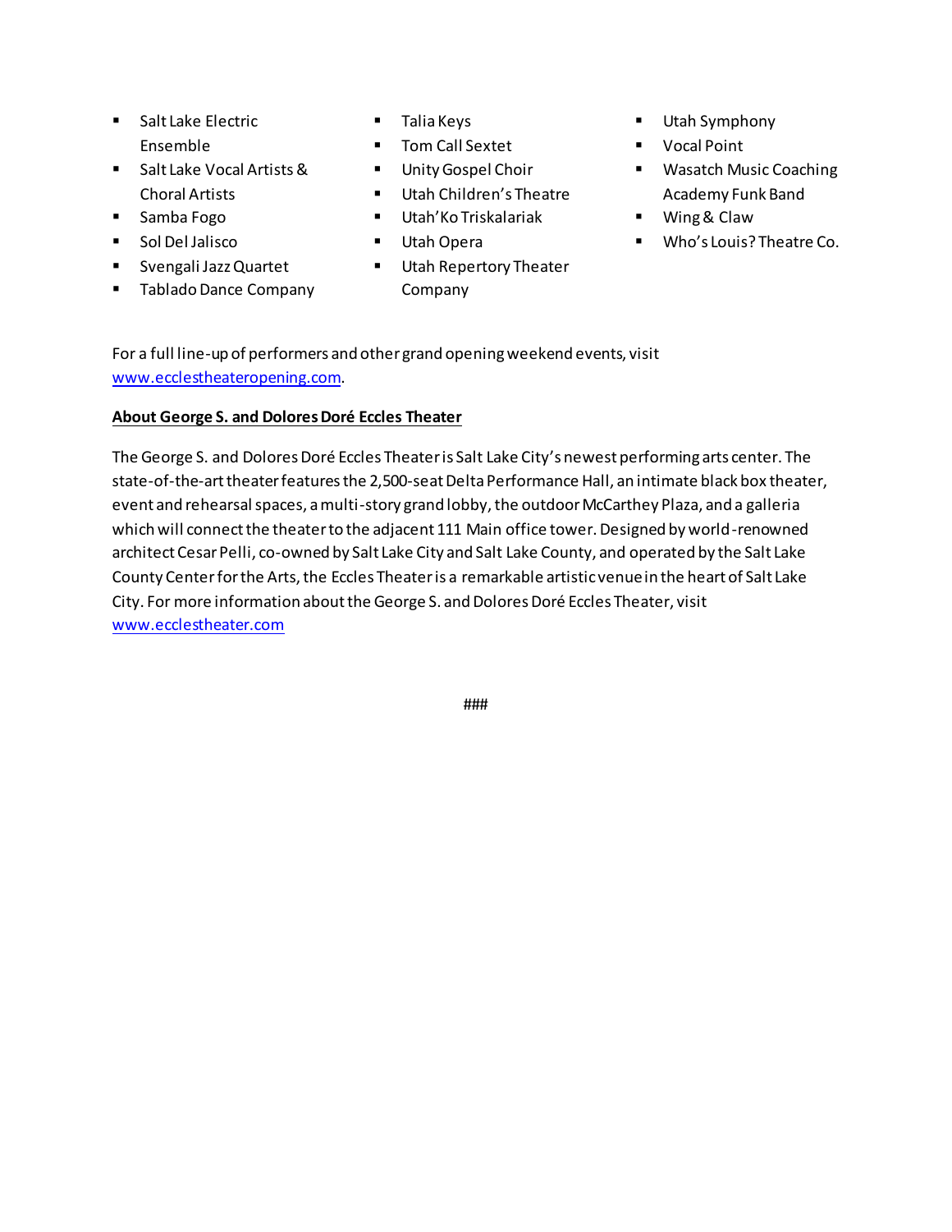- Salt Lake Electric Ensemble
- Salt Lake Vocal Artists & Choral Artists
- Samba Fogo
- Sol Del Jalisco
- Svengali Jazz Quartet
- Tablado Dance Company
- Talia Keys
- Tom Call Sextet
- Unity Gospel Choir
- Utah Children's Theatre
- Utah'Ko Triskalariak
- Utah Opera
- Utah Repertory Theater Company
- Utah Symphony
- Vocal Point
- Wasatch Music Coaching Academy Funk Band
- Wing & Claw
- Who's Louis? Theatre Co.

For a full line-up of performers and other grand opening weekend events, visit www.ecclestheateropening.com.

**About George S. and Dolores Doré Eccles Theater**

The George S. and Dolores Doré Eccles Theater is Salt Lake City's newest performing arts center. The state-of-the-art theater features the 2,500-seat Delta Performance Hall, an intimate black box theater, event and rehearsal spaces, a multi-story grand lobby, the outdoor McCarthey Plaza, and a galleria which will connect the theater to the adjacent 111 Main office tower. Designed by world-renowned architect Cesar Pelli, co-owned by Salt Lake City and Salt Lake County, and operated by the Salt Lake County Center for the Arts, the Eccles Theater is a remarkable artistic venue in the heart of Salt Lake City. For more information about the George S. and Dolores Doré Eccles Theater, visit www.ecclestheater.com

###